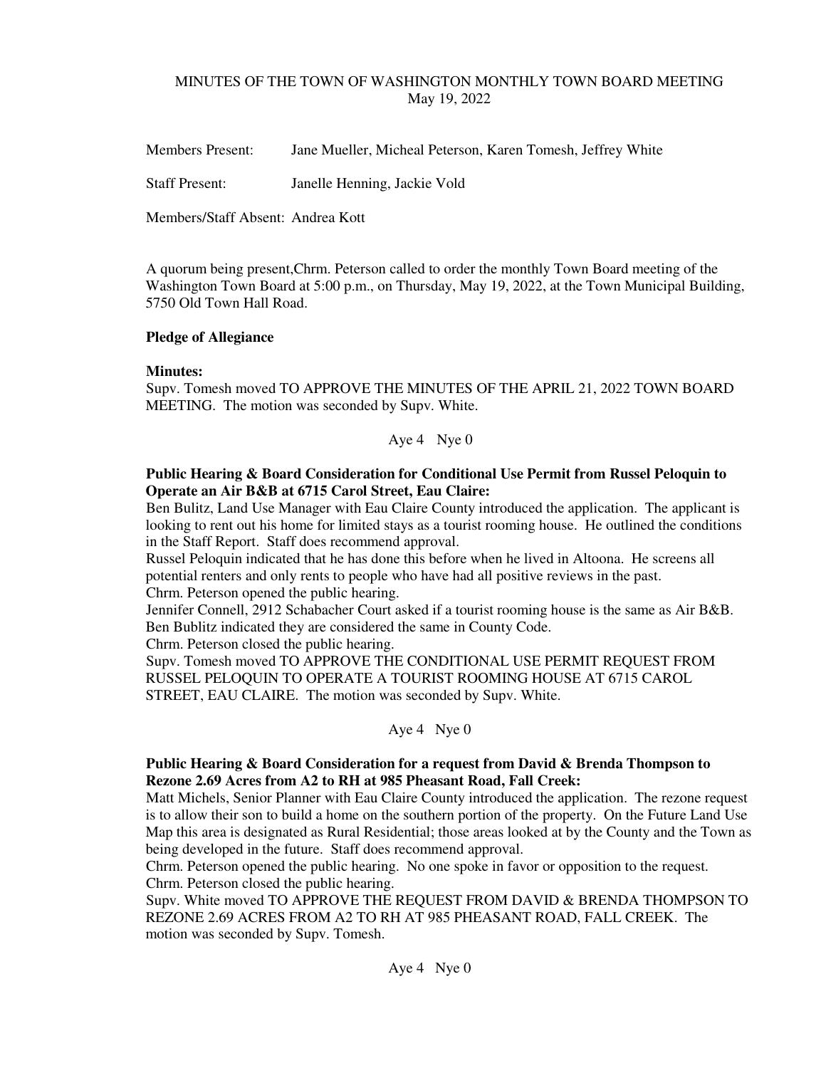MINUTES OF THE TOWN OF WASHINGTON MONTHLY TOWN BOARD MEETING
May 19, 2022

Members Present: Jane Mueller, Micheal Peterson, Karen Tomesh, Jeffrey White

Staff Present: Janelle Henning, Jackie Vold

Members/Staff Absent: Andrea Kott

A quorum being present,Chrm. Peterson called to order the monthly Town Board meeting of the Washington Town Board at 5:00 p.m., on Thursday, May 19, 2022, at the Town Municipal Building, 5750 Old Town Hall Road.

**Pledge of Allegiance**

**Minutes:**
Supv. Tomesh moved TO APPROVE THE MINUTES OF THE APRIL 21, 2022 TOWN BOARD MEETING. The motion was seconded by Supv. White.

Aye 4 Nye 0

**Public Hearing & Board Consideration for Conditional Use Permit from Russel Peloquin to Operate an Air B&B at 6715 Carol Street, Eau Claire:**
Ben Bulitz, Land Use Manager with Eau Claire County introduced the application. The applicant is looking to rent out his home for limited stays as a tourist rooming house. He outlined the conditions in the Staff Report. Staff does recommend approval.
Russel Peloquin indicated that he has done this before when he lived in Altoona. He screens all potential renters and only rents to people who have had all positive reviews in the past.
Chrm. Peterson opened the public hearing.
Jennifer Connell, 2912 Schabacher Court asked if a tourist rooming house is the same as Air B&B.
Ben Bublitz indicated they are considered the same in County Code.
Chrm. Peterson closed the public hearing.
Supv. Tomesh moved TO APPROVE THE CONDITIONAL USE PERMIT REQUEST FROM RUSSEL PELOQUIN TO OPERATE A TOURIST ROOMING HOUSE AT 6715 CAROL STREET, EAU CLAIRE. The motion was seconded by Supv. White.

Aye 4 Nye 0

**Public Hearing & Board Consideration for a request from David & Brenda Thompson to Rezone 2.69 Acres from A2 to RH at 985 Pheasant Road, Fall Creek:**
Matt Michels, Senior Planner with Eau Claire County introduced the application. The rezone request is to allow their son to build a home on the southern portion of the property. On the Future Land Use Map this area is designated as Rural Residential; those areas looked at by the County and the Town as being developed in the future. Staff does recommend approval.
Chrm. Peterson opened the public hearing. No one spoke in favor or opposition to the request.
Chrm. Peterson closed the public hearing.
Supv. White moved TO APPROVE THE REQUEST FROM DAVID & BRENDA THOMPSON TO REZONE 2.69 ACRES FROM A2 TO RH AT 985 PHEASANT ROAD, FALL CREEK. The motion was seconded by Supv. Tomesh.

Aye 4 Nye 0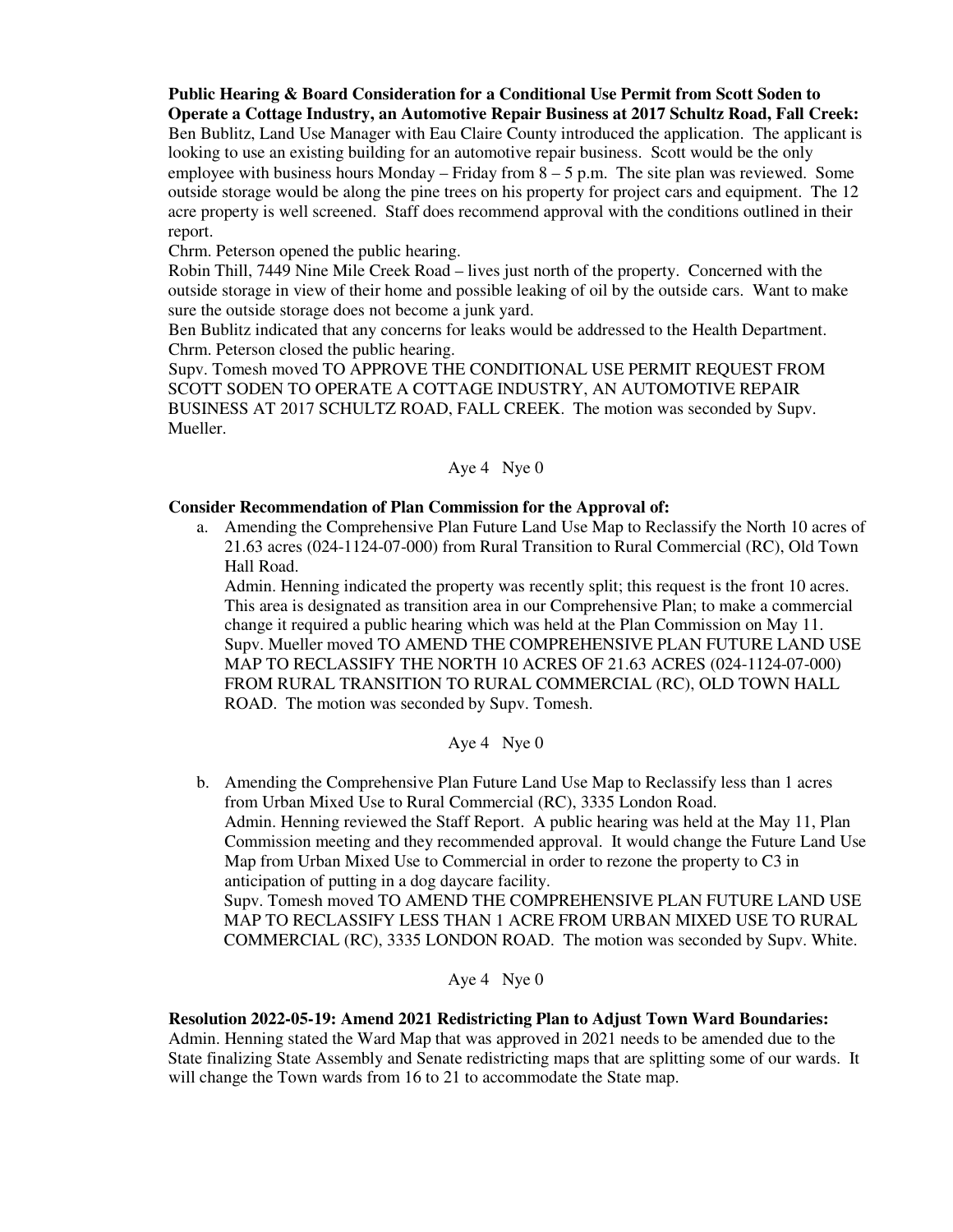**Public Hearing & Board Consideration for a Conditional Use Permit from Scott Soden to Operate a Cottage Industry, an Automotive Repair Business at 2017 Schultz Road, Fall Creek:** Ben Bublitz, Land Use Manager with Eau Claire County introduced the application. The applicant is looking to use an existing building for an automotive repair business. Scott would be the only employee with business hours Monday – Friday from 8 – 5 p.m. The site plan was reviewed. Some outside storage would be along the pine trees on his property for project cars and equipment. The 12 acre property is well screened. Staff does recommend approval with the conditions outlined in their report.

Chrm. Peterson opened the public hearing.

Robin Thill, 7449 Nine Mile Creek Road – lives just north of the property. Concerned with the outside storage in view of their home and possible leaking of oil by the outside cars. Want to make sure the outside storage does not become a junk yard.

Ben Bublitz indicated that any concerns for leaks would be addressed to the Health Department.

Chrm. Peterson closed the public hearing.

Supv. Tomesh moved TO APPROVE THE CONDITIONAL USE PERMIT REQUEST FROM SCOTT SODEN TO OPERATE A COTTAGE INDUSTRY, AN AUTOMOTIVE REPAIR BUSINESS AT 2017 SCHULTZ ROAD, FALL CREEK. The motion was seconded by Supv. Mueller.

Aye 4 Nye 0

**Consider Recommendation of Plan Commission for the Approval of:**

a. Amending the Comprehensive Plan Future Land Use Map to Reclassify the North 10 acres of 21.63 acres (024-1124-07-000) from Rural Transition to Rural Commercial (RC), Old Town Hall Road.
   Admin. Henning indicated the property was recently split; this request is the front 10 acres. This area is designated as transition area in our Comprehensive Plan; to make a commercial change it required a public hearing which was held at the Plan Commission on May 11.
   Supv. Mueller moved TO AMEND THE COMPREHENSIVE PLAN FUTURE LAND USE MAP TO RECLASSIFY THE NORTH 10 ACRES OF 21.63 ACRES (024-1124-07-000) FROM RURAL TRANSITION TO RURAL COMMERCIAL (RC), OLD TOWN HALL ROAD. The motion was seconded by Supv. Tomesh.

   Aye 4 Nye 0

b. Amending the Comprehensive Plan Future Land Use Map to Reclassify less than 1 acres from Urban Mixed Use to Rural Commercial (RC), 3335 London Road.
   Admin. Henning reviewed the Staff Report. A public hearing was held at the May 11, Plan Commission meeting and they recommended approval. It would change the Future Land Use Map from Urban Mixed Use to Commercial in order to rezone the property to C3 in anticipation of putting in a dog daycare facility.
   Supv. Tomesh moved TO AMEND THE COMPREHENSIVE PLAN FUTURE LAND USE MAP TO RECLASSIFY LESS THAN 1 ACRE FROM URBAN MIXED USE TO RURAL COMMERCIAL (RC), 3335 LONDON ROAD. The motion was seconded by Supv. White.

   Aye 4 Nye 0

**Resolution 2022-05-19: Amend 2021 Redistricting Plan to Adjust Town Ward Boundaries:** Admin. Henning stated the Ward Map that was approved in 2021 needs to be amended due to the State finalizing State Assembly and Senate redistricting maps that are splitting some of our wards. It will change the Town wards from 16 to 21 to accommodate the State map.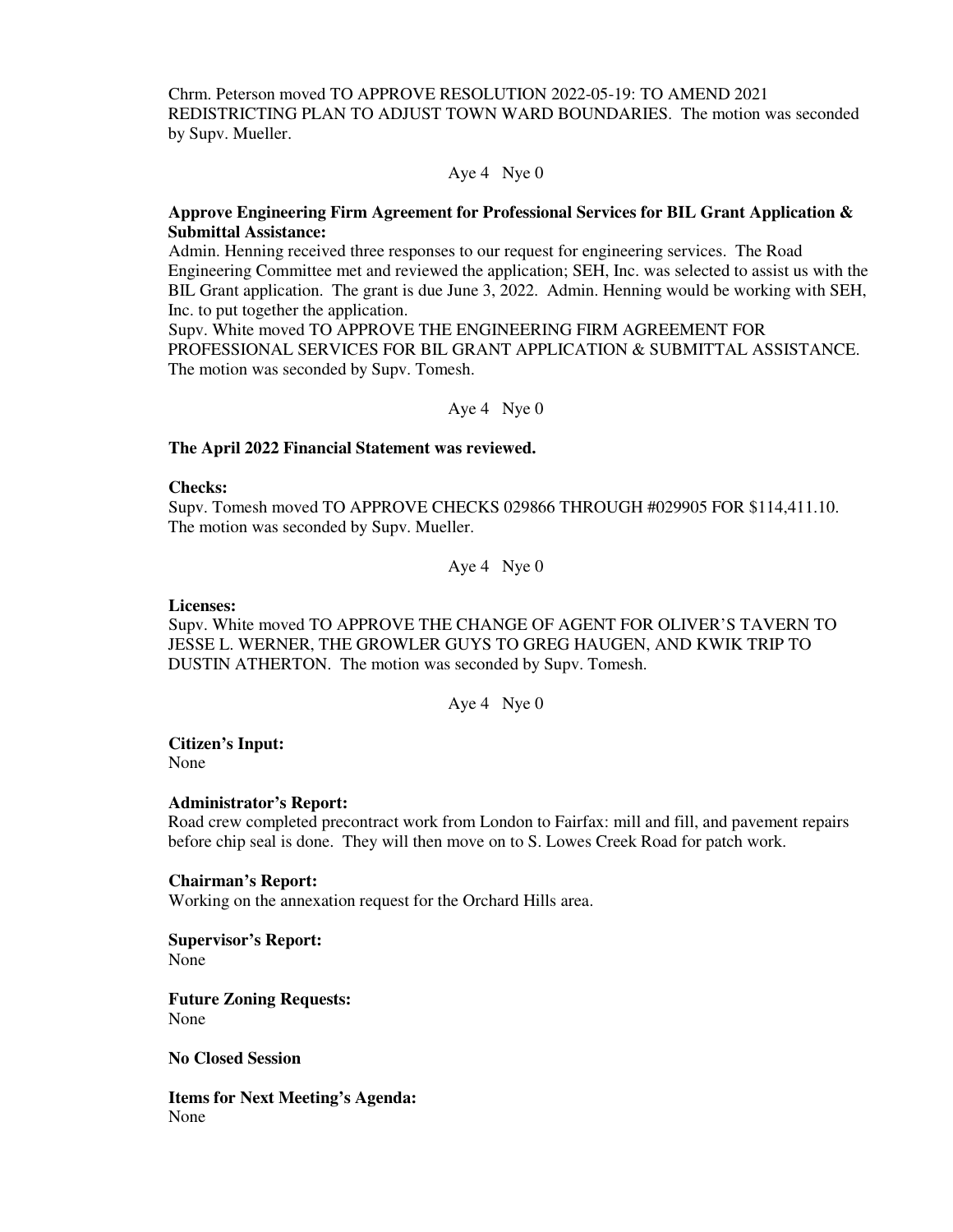Chrm. Peterson moved TO APPROVE RESOLUTION 2022-05-19: TO AMEND 2021 REDISTRICTING PLAN TO ADJUST TOWN WARD BOUNDARIES. The motion was seconded by Supv. Mueller.

Aye 4 Nye 0

**Approve Engineering Firm Agreement for Professional Services for BIL Grant Application & Submittal Assistance:**

Admin. Henning received three responses to our request for engineering services. The Road Engineering Committee met and reviewed the application; SEH, Inc. was selected to assist us with the BIL Grant application. The grant is due June 3, 2022. Admin. Henning would be working with SEH, Inc. to put together the application.

Supv. White moved TO APPROVE THE ENGINEERING FIRM AGREEMENT FOR PROFESSIONAL SERVICES FOR BIL GRANT APPLICATION & SUBMITTAL ASSISTANCE. The motion was seconded by Supv. Tomesh.

Aye 4 Nye 0

**The April 2022 Financial Statement was reviewed.**

**Checks:**

Supv. Tomesh moved TO APPROVE CHECKS 029866 THROUGH #029905 FOR $114,411.10. The motion was seconded by Supv. Mueller.

Aye 4 Nye 0

**Licenses:**

Supv. White moved TO APPROVE THE CHANGE OF AGENT FOR OLIVER'S TAVERN TO JESSE L. WERNER, THE GROWLER GUYS TO GREG HAUGEN, AND KWIK TRIP TO DUSTIN ATHERTON. The motion was seconded by Supv. Tomesh.

Aye 4 Nye 0

**Citizen's Input:**

None

**Administrator's Report:**

Road crew completed precontract work from London to Fairfax: mill and fill, and pavement repairs before chip seal is done. They will then move on to S. Lowes Creek Road for patch work.

**Chairman's Report:**

Working on the annexation request for the Orchard Hills area.

**Supervisor's Report:**

None

**Future Zoning Requests:**

None

**No Closed Session**

**Items for Next Meeting's Agenda:**

None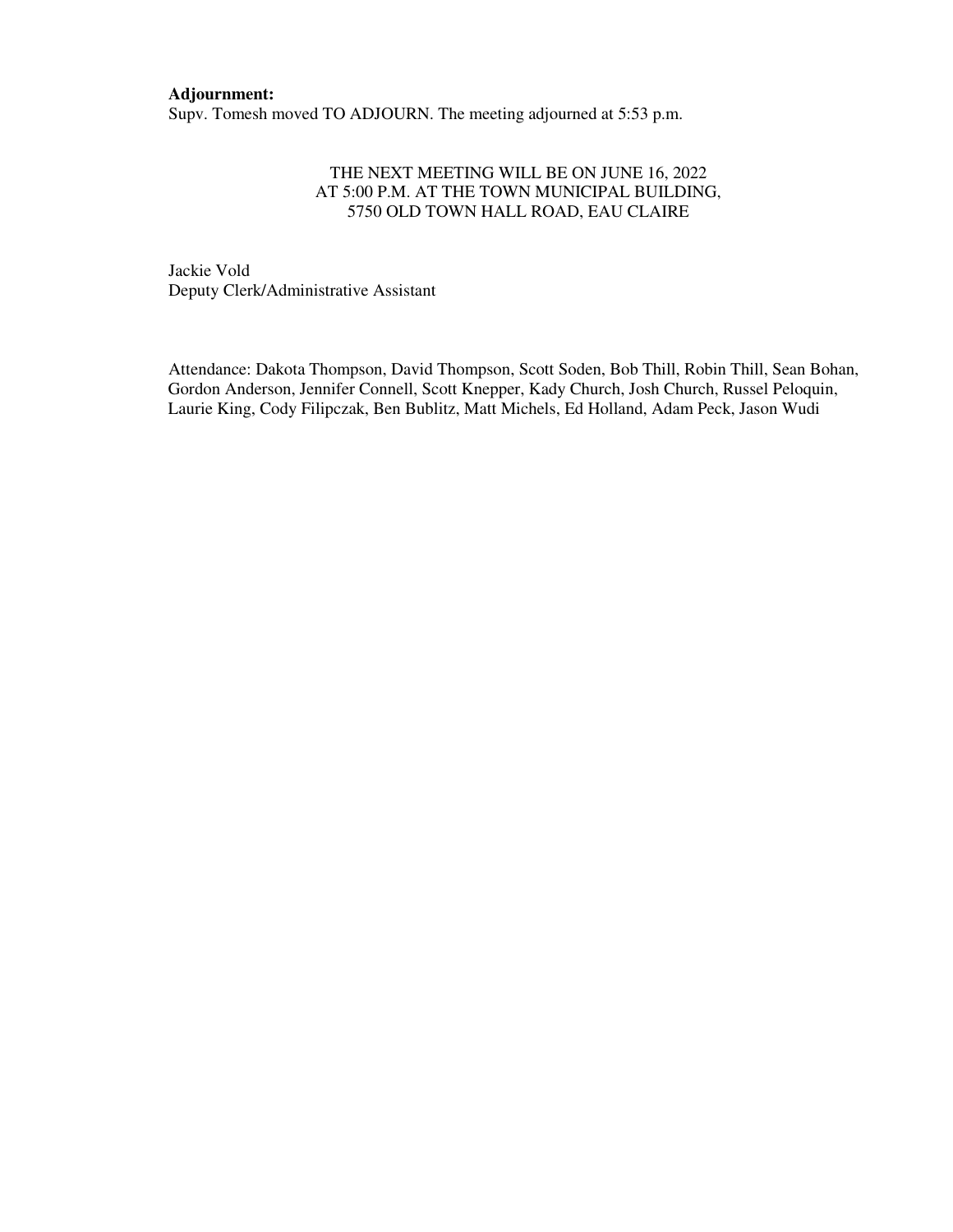**Adjournment:**
Supv. Tomesh moved TO ADJOURN. The meeting adjourned at 5:53 p.m.

THE NEXT MEETING WILL BE ON JUNE 16, 2022
AT 5:00 P.M. AT THE TOWN MUNICIPAL BUILDING,
5750 OLD TOWN HALL ROAD, EAU CLAIRE

Jackie Vold
Deputy Clerk/Administrative Assistant

Attendance: Dakota Thompson, David Thompson, Scott Soden, Bob Thill, Robin Thill, Sean Bohan, Gordon Anderson, Jennifer Connell, Scott Knepper, Kady Church, Josh Church, Russel Peloquin, Laurie King, Cody Filipczak, Ben Bublitz, Matt Michels, Ed Holland, Adam Peck, Jason Wudi